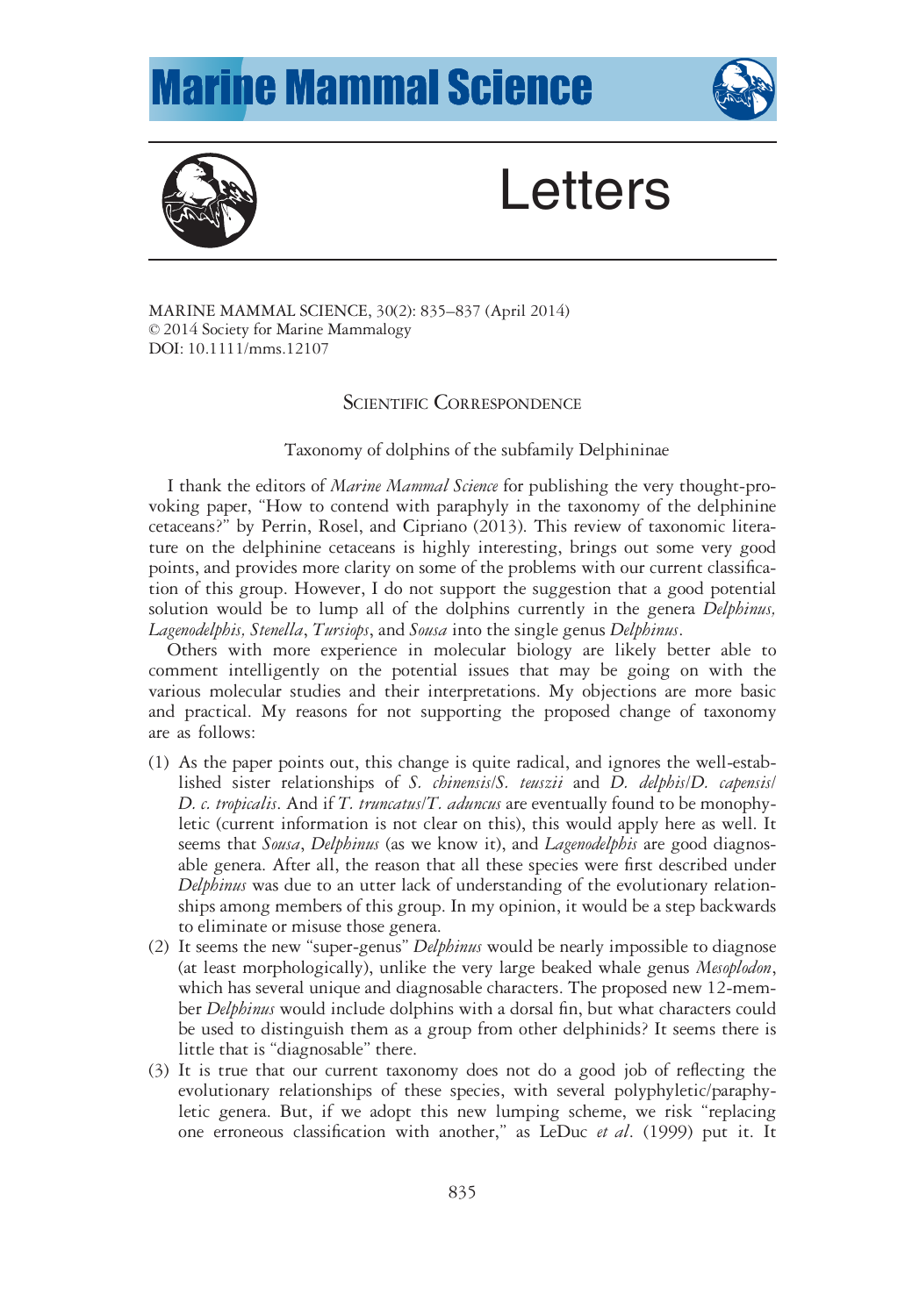# Letters

MARINE MAMMAL SCIENCE, 30(2): 835–837 (April 2014)
© 2014 Society for Marine Mammalogy
DOI: 10.1111/mms.12107

## Scientific Correspondence

### Taxonomy of dolphins of the subfamily Delphininae

I thank the editors of *Marine Mammal Science* for publishing the very thought-provoking paper, "How to contend with paraphyly in the taxonomy of the delphinine cetaceans?" by Perrin, Rosel, and Cipriano (2013). This review of taxonomic literature on the delphinine cetaceans is highly interesting, brings out some very good points, and provides more clarity on some of the problems with our current classification of this group. However, I do not support the suggestion that a good potential solution would be to lump all of the dolphins currently in the genera *Delphinus, Lagenodelphis, Stenella*, *Tursiops*, and *Sousa* into the single genus *Delphinus*.

Others with more experience in molecular biology are likely better able to comment intelligently on the potential issues that may be going on with the various molecular studies and their interpretations. My objections are more basic and practical. My reasons for not supporting the proposed change of taxonomy are as follows:

1. As the paper points out, this change is quite radical, and ignores the well-established sister relationships of *S. chinensis*/*S. teuszii* and *D. delphis*/*D. capensis*/*D. c. tropicalis*. And if *T. truncatus*/*T. aduncus* are eventually found to be monophyletic (current information is not clear on this), this would apply here as well. It seems that *Sousa*, *Delphinus* (as we know it), and *Lagenodelphis* are good diagnosable genera. After all, the reason that all these species were first described under *Delphinus* was due to an utter lack of understanding of the evolutionary relationships among members of this group. In my opinion, it would be a step backwards to eliminate or misuse those genera.
2. It seems the new "super-genus" *Delphinus* would be nearly impossible to diagnose (at least morphologically), unlike the very large beaked whale genus *Mesoplodon*, which has several unique and diagnosable characters. The proposed new 12-member *Delphinus* would include dolphins with a dorsal fin, but what characters could be used to distinguish them as a group from other delphinids? It seems there is little that is "diagnosable" there.
3. It is true that our current taxonomy does not do a good job of reflecting the evolutionary relationships of these species, with several polyphyletic/paraphyletic genera. But, if we adopt this new lumping scheme, we risk "replacing one erroneous classification with another," as LeDuc *et al*. (1999) put it. It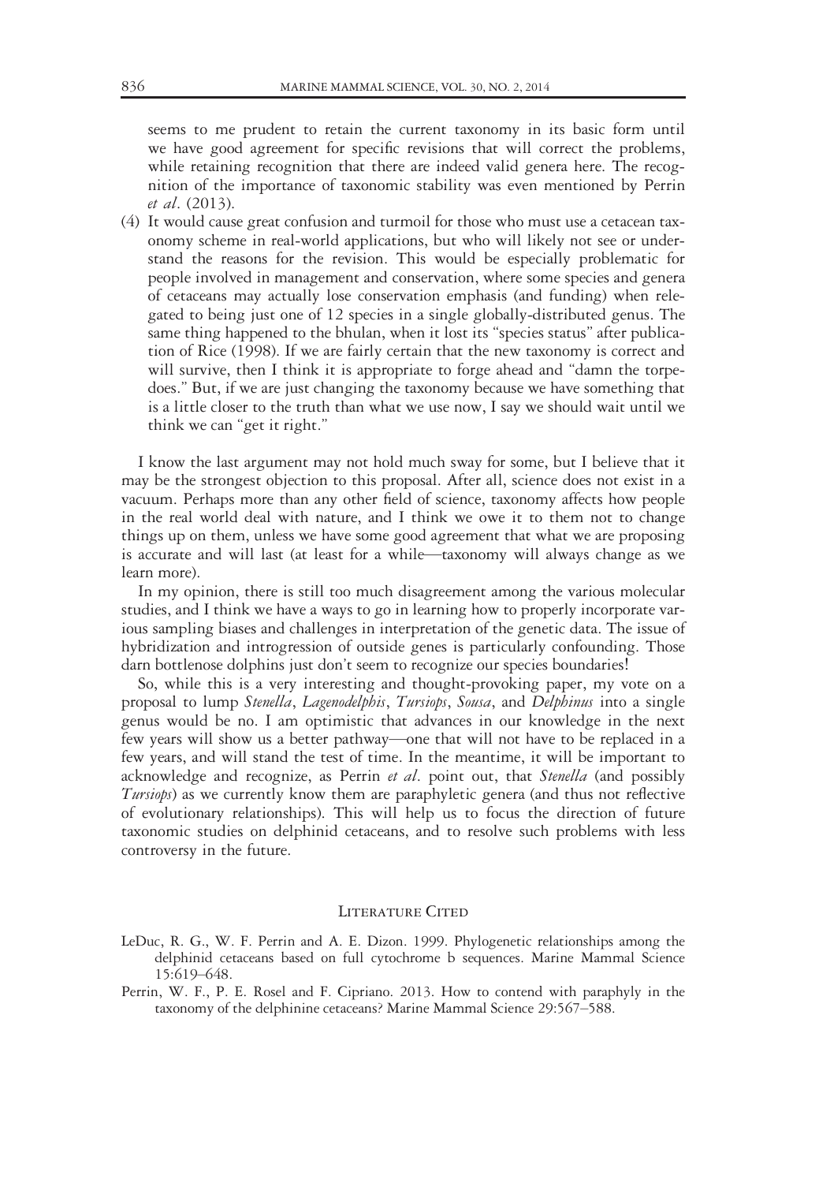seems to me prudent to retain the current taxonomy in its basic form until we have good agreement for specific revisions that will correct the problems, while retaining recognition that there are indeed valid genera here. The recognition of the importance of taxonomic stability was even mentioned by Perrin *et al*. (2013).

(4) It would cause great confusion and turmoil for those who must use a cetacean taxonomy scheme in real-world applications, but who will likely not see or understand the reasons for the revision. This would be especially problematic for people involved in management and conservation, where some species and genera of cetaceans may actually lose conservation emphasis (and funding) when relegated to being just one of 12 species in a single globally-distributed genus. The same thing happened to the bhulan, when it lost its "species status" after publication of Rice (1998). If we are fairly certain that the new taxonomy is correct and will survive, then I think it is appropriate to forge ahead and "damn the torpedoes." But, if we are just changing the taxonomy because we have something that is a little closer to the truth than what we use now, I say we should wait until we think we can "get it right."

I know the last argument may not hold much sway for some, but I believe that it may be the strongest objection to this proposal. After all, science does not exist in a vacuum. Perhaps more than any other field of science, taxonomy affects how people in the real world deal with nature, and I think we owe it to them not to change things up on them, unless we have some good agreement that what we are proposing is accurate and will last (at least for a while—taxonomy will always change as we learn more).

In my opinion, there is still too much disagreement among the various molecular studies, and I think we have a ways to go in learning how to properly incorporate various sampling biases and challenges in interpretation of the genetic data. The issue of hybridization and introgression of outside genes is particularly confounding. Those darn bottlenose dolphins just don't seem to recognize our species boundaries!

So, while this is a very interesting and thought-provoking paper, my vote on a proposal to lump *Stenella*, *Lagenodelphis*, *Tursiops*, *Sousa*, and *Delphinus* into a single genus would be no. I am optimistic that advances in our knowledge in the next few years will show us a better pathway—one that will not have to be replaced in a few years, and will stand the test of time. In the meantime, it will be important to acknowledge and recognize, as Perrin *et al*. point out, that *Stenella* (and possibly *Tursiops*) as we currently know them are paraphyletic genera (and thus not reflective of evolutionary relationships). This will help us to focus the direction of future taxonomic studies on delphinid cetaceans, and to resolve such problems with less controversy in the future.

## Literature Cited

LeDuc, R. G., W. F. Perrin and A. E. Dizon. 1999. Phylogenetic relationships among the delphinid cetaceans based on full cytochrome b sequences. Marine Mammal Science 15:619–648.

Perrin, W. F., P. E. Rosel and F. Cipriano. 2013. How to contend with paraphyly in the taxonomy of the delphinine cetaceans? Marine Mammal Science 29:567–588.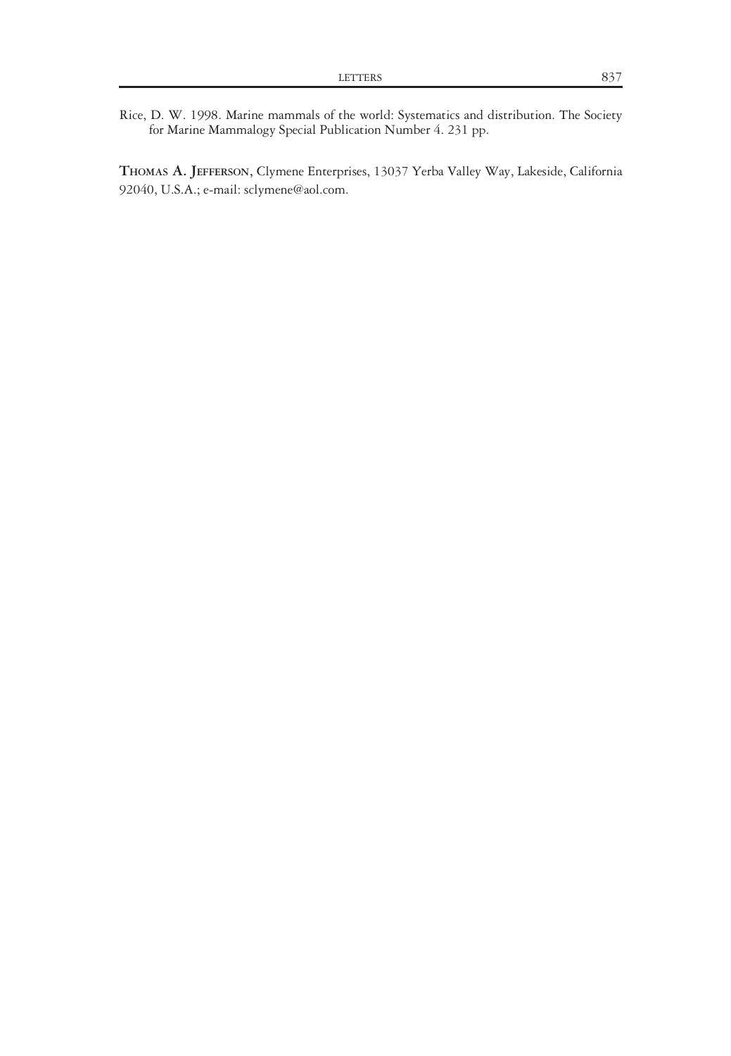Rice, D. W. 1998. Marine mammals of the world: Systematics and distribution. The Society for Marine Mammalogy Special Publication Number 4. 231 pp.

**THOMAS A. JEFFERSON**, Clymene Enterprises, 13037 Yerba Valley Way, Lakeside, California 92040, U.S.A.; e-mail: sclymene@aol.com.